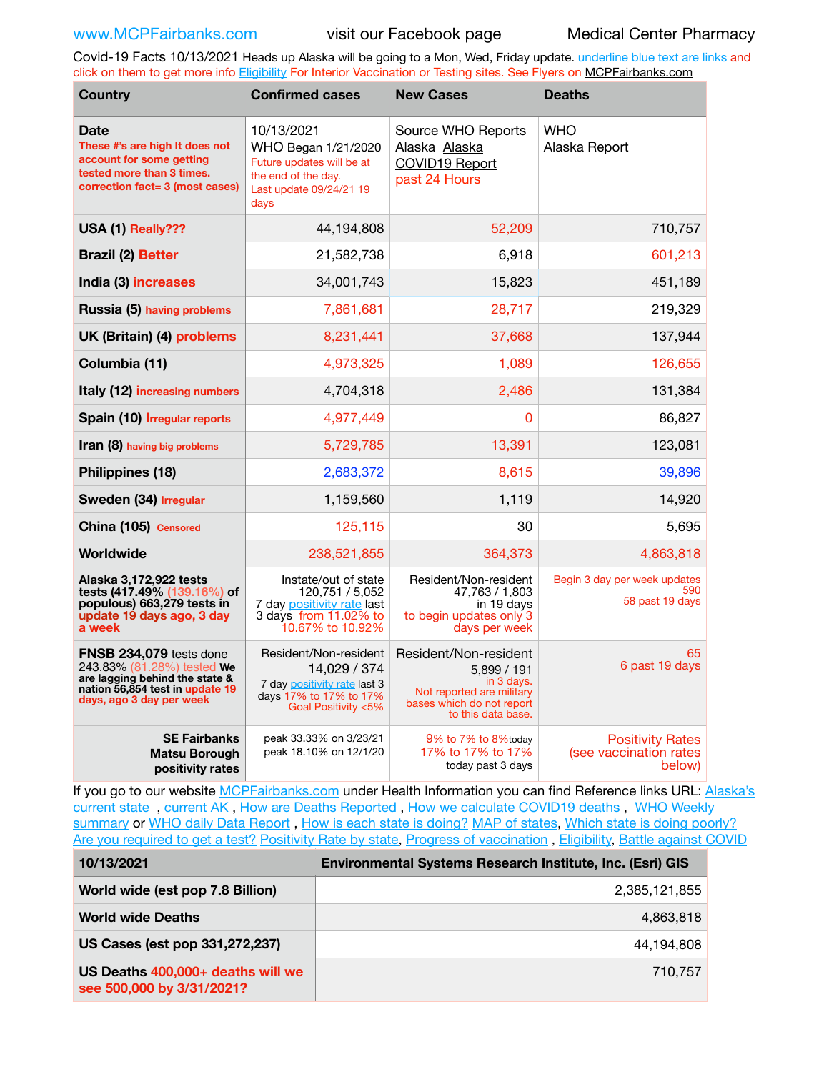www.MCPFairbanks.com visit our Facebook page Medical Center Pharmacy

Covid-19 Facts 10/13/2021 Heads up Alaska will be going to a Mon, Wed, Friday update. underline blue text are links and click on them to get more info Eligibility For Interior Vaccination or Testing sites. See Flyers on MCPFairbanks.com

| Country | Confirmed cases | New Cases | Deaths |
|---|---|---|---|
| **Date** These #'s are high It does not account for some getting tested more than 3 times. correction fact= 3 (most cases) | 10/13/2021 WHO Began 1/21/2020 Future updates will be at the end of the day. Last update 09/24/21 19 days | Source WHO Reports Alaska Alaska COVID19 Report past 24 Hours | WHO Alaska Report |
| **USA (1)** Really??? | 44,194,808 | 52,209 | 710,757 |
| **Brazil (2)** Better | 21,582,738 | 6,918 | 601,213 |
| **India (3)** increases | 34,001,743 | 15,823 | 451,189 |
| **Russia (5)** having problems | 7,861,681 | 28,717 | 219,329 |
| **UK (Britain) (4)** problems | 8,231,441 | 37,668 | 137,944 |
| **Columbia (11)** | 4,973,325 | 1,089 | 126,655 |
| **Italy (12)** increasing numbers | 4,704,318 | 2,486 | 131,384 |
| **Spain (10)** Irregular reports | 4,977,449 | 0 | 86,827 |
| **Iran (8)** having big problems | 5,729,785 | 13,391 | 123,081 |
| **Philippines (18)** | 2,683,372 | 8,615 | 39,896 |
| **Sweden (34)** Irregular | 1,159,560 | 1,119 | 14,920 |
| **China (105)** Censored | 125,115 | 30 | 5,695 |
| **Worldwide** | 238,521,855 | 364,373 | 4,863,818 |
| **Alaska 3,172,922 tests tests (417.49% (139.16%) of populous) 663,279 tests in update 19 days ago, 3 day a week** | Instate/out of state 120,751 / 5,052 7 day positivity rate last 3 days from 11.02% to 10.67% to 10.92% | Resident/Non-resident 47,763 / 1,803 in 19 days to begin updates only 3 days per week | Begin 3 day per week updates 590 58 past 19 days |
| **FNSB 234,079** tests done 243.83% (81.28%) tested **We are lagging behind the state & nation 56,854 test in update 19 days, ago 3 day per week** | Resident/Non-resident 14,029 / 374 7 day positivity rate last 3 days 17% to 17% to 17% Goal Positivity <5% | Resident/Non-resident 5,899 / 191 in 3 days. Not reported are military bases which do not report to this data base. | 65 6 past 19 days |
| **SE Fairbanks Matsu Borough positivity rates** | peak 33.33% on 3/23/21 peak 18.10% on 12/1/20 | 9% to 7% to 8% today 17% to 17% to 17% today past 3 days | Positivity Rates (see vaccination rates below) |

If you go to our website MCPFairbanks.com under Health Information you can find Reference links URL: Alaska's current state , current AK , How are Deaths Reported , How we calculate COVID19 deaths , WHO Weekly summary or WHO daily Data Report , How is each state is doing? MAP of states, Which state is doing poorly? Are you required to get a test? Positivity Rate by state, Progress of vaccination , Eligibility, Battle against COVID

| 10/13/2021 | Environmental Systems Research Institute, Inc. (Esri) GIS |
|---|---|
| **World wide (est pop 7.8 Billion)** | 2,385,121,855 |
| **World wide Deaths** | 4,863,818 |
| **US Cases (est pop 331,272,237)** | 44,194,808 |
| **US Deaths** 400,000+ deaths will we see 500,000 by 3/31/2021? | 710,757 |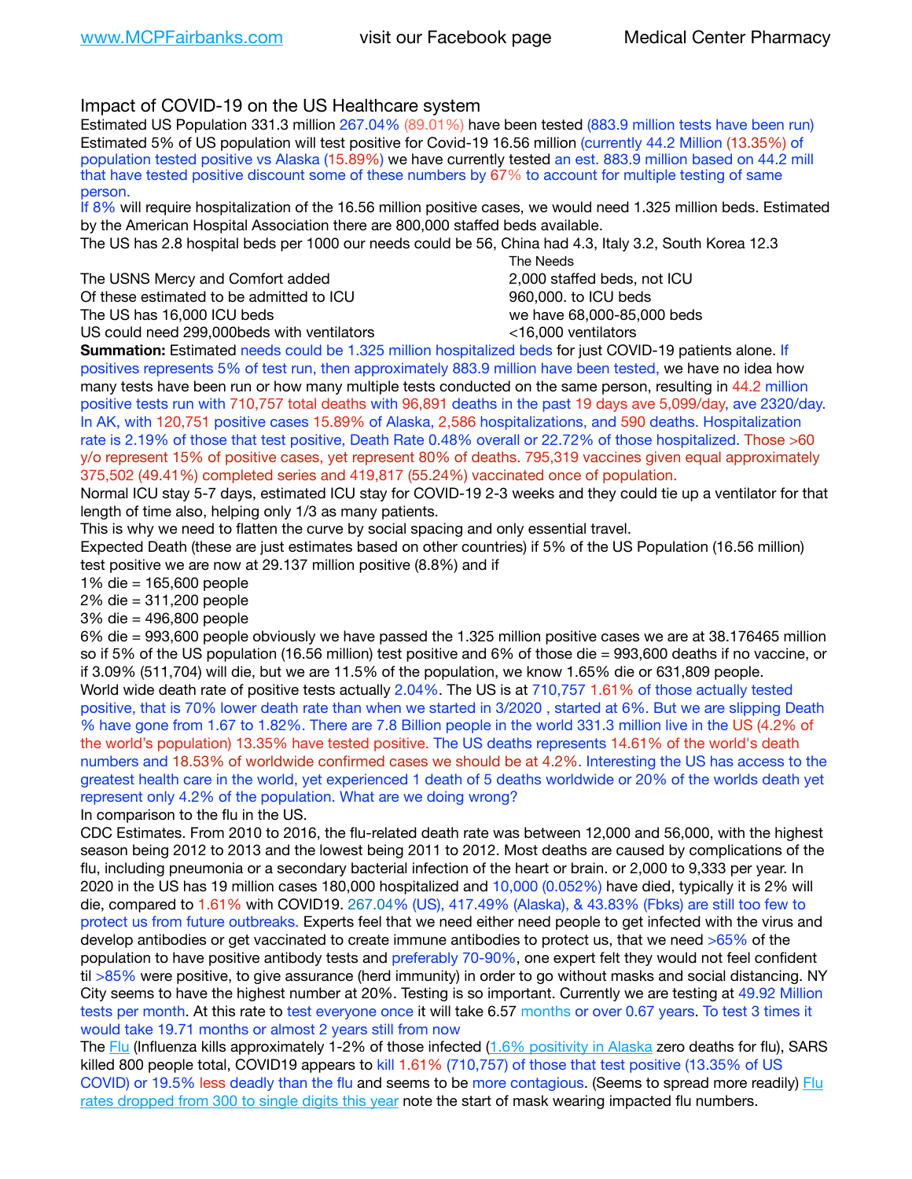www.MCPFairbanks.com visit our Facebook page Medical Center Pharmacy

## Impact of COVID-19 on the US Healthcare system

Estimated US Population 331.3 million 267.04% (89.01%) have been tested (883.9 million tests have been run) Estimated 5% of US population will test positive for Covid-19 16.56 million (currently 44.2 Million (13.35%) of population tested positive vs Alaska (15.89%) we have currently tested an est. 883.9 million based on 44.2 mill that have tested positive discount some of these numbers by 67% to account for multiple testing of same person.

If 8% will require hospitalization of the 16.56 million positive cases, we would need 1.325 million beds. Estimated by the American Hospital Association there are 800,000 staffed beds available.

The US has 2.8 hospital beds per 1000 our needs could be 56, China had 4.3, Italy 3.2, South Korea 12.3

| | The Needs |
|---|---|
| The USNS Mercy and Comfort added | 2,000 staffed beds, not ICU |
| Of these estimated to be admitted to ICU | 960,000. to ICU beds |
| The US has 16,000 ICU beds | we have 68,000-85,000 beds |
| US could need 299,000beds with ventilators | <16,000 ventilators |

**Summation:** Estimated needs could be 1.325 million hospitalized beds for just COVID-19 patients alone. If positives represents 5% of test run, then approximately 883.9 million have been tested, we have no idea how many tests have been run or how many multiple tests conducted on the same person, resulting in 44.2 million positive tests run with 710,757 total deaths with 96,891 deaths in the past 19 days ave 5,099/day, ave 2320/day. In AK, with 120,751 positive cases 15.89% of Alaska, 2,586 hospitalizations, and 590 deaths. Hospitalization rate is 2.19% of those that test positive, Death Rate 0.48% overall or 22.72% of those hospitalized. Those >60 y/o represent 15% of positive cases, yet represent 80% of deaths. 795,319 vaccines given equal approximately 375,502 (49.41%) completed series and 419,817 (55.24%) vaccinated once of population.

Normal ICU stay 5-7 days, estimated ICU stay for COVID-19 2-3 weeks and they could tie up a ventilator for that length of time also, helping only 1/3 as many patients.

This is why we need to flatten the curve by social spacing and only essential travel.

Expected Death (these are just estimates based on other countries) if 5% of the US Population (16.56 million) test positive we are now at 29.137 million positive (8.8%) and if

1% die = 165,600 people
2% die = 311,200 people
3% die = 496,800 people
6% die = 993,600 people obviously we have passed the 1.325 million positive cases we are at 38.176465 million so if 5% of the US population (16.56 million) test positive and 6% of those die = 993,600 deaths if no vaccine, or if 3.09% (511,704) will die, but we are 11.5% of the population, we know 1.65% die or 631,809 people.

World wide death rate of positive tests actually 2.04%. The US is at 710,757 1.61% of those actually tested positive, that is 70% lower death rate than when we started in 3/2020 , started at 6%. But we are slipping Death % have gone from 1.67 to 1.82%. There are 7.8 Billion people in the world 331.3 million live in the US (4.2% of the world's population) 13.35% have tested positive. The US deaths represents 14.61% of the world's death numbers and 18.53% of worldwide confirmed cases we should be at 4.2%. Interesting the US has access to the greatest health care in the world, yet experienced 1 death of 5 deaths worldwide or 20% of the worlds death yet represent only 4.2% of the population. What are we doing wrong?

In comparison to the flu in the US.

CDC Estimates. From 2010 to 2016, the flu-related death rate was between 12,000 and 56,000, with the highest season being 2012 to 2013 and the lowest being 2011 to 2012. Most deaths are caused by complications of the flu, including pneumonia or a secondary bacterial infection of the heart or brain. or 2,000 to 9,333 per year. In 2020 in the US has 19 million cases 180,000 hospitalized and 10,000 (0.052%) have died, typically it is 2% will die, compared to 1.61% with COVID19. 267.04% (US), 417.49% (Alaska), & 43.83% (Fbks) are still too few to protect us from future outbreaks. Experts feel that we need either need people to get infected with the virus and develop antibodies or get vaccinated to create immune antibodies to protect us, that we need >65% of the population to have positive antibody tests and preferably 70-90%, one expert felt they would not feel confident til >85% were positive, to give assurance (herd immunity) in order to go without masks and social distancing. NY City seems to have the highest number at 20%. Testing is so important. Currently we are testing at 49.92 Million tests per month. At this rate to test everyone once it will take 6.57 months or over 0.67 years. To test 3 times it would take 19.71 months or almost 2 years still from now

The Flu (Influenza kills approximately 1-2% of those infected (1.6% positivity in Alaska zero deaths for flu), SARS killed 800 people total, COVID19 appears to kill 1.61% (710,757) of those that test positive (13.35% of US COVID) or 19.5% less deadly than the flu and seems to be more contagious. (Seems to spread more readily) Flu rates dropped from 300 to single digits this year note the start of mask wearing impacted flu numbers.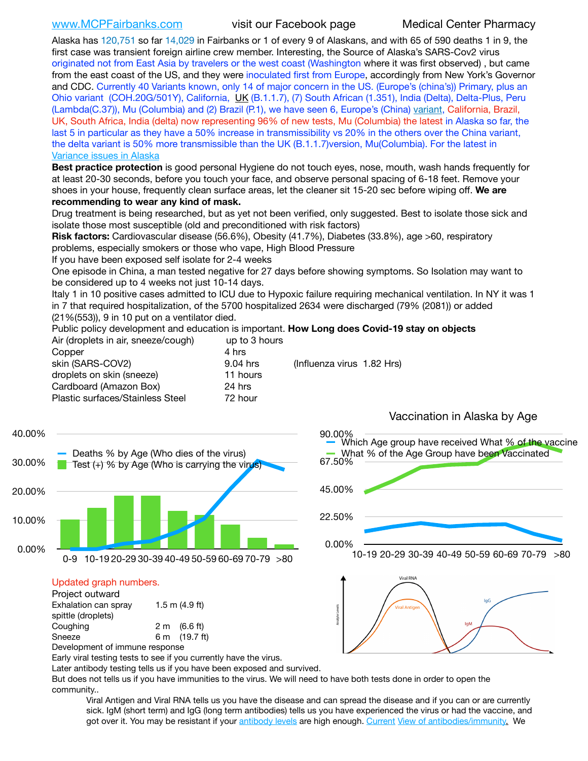www.MCPFairbanks.com visit our Facebook page Medical Center Pharmacy

Alaska has 120,751 so far 14,029 in Fairbanks or 1 of every 9 of Alaskans, and with 65 of 590 deaths 1 in 9, the first case was transient foreign airline crew member. Interesting, the Source of Alaska's SARS-Cov2 virus originated not from East Asia by travelers or the west coast (Washington where it was first observed) , but came from the east coast of the US, and they were inoculated first from Europe, accordingly from New York's Governor and CDC. Currently 40 Variants known, only 14 of major concern in the US. (Europe's (china's)) Primary, plus an Ohio variant (COH.20G/501Y), California, UK (B.1.1.7), (7) South African (1.351), India (Delta), Delta-Plus, Peru (Lambda(C.37)), Mu (Columbia) and (2) Brazil (P.1), we have seen 6, Europe's (China) variant, California, Brazil, UK, South Africa, India (delta) now representing 96% of new tests, Mu (Columbia) the latest in Alaska so far, the last 5 in particular as they have a 50% increase in transmissibility vs 20% in the others over the China variant, the delta variant is 50% more transmissible than the UK (B.1.1.7)version, Mu(Columbia). For the latest in Variance issues in Alaska

**Best practice protection** is good personal Hygiene do not touch eyes, nose, mouth, wash hands frequently for at least 20-30 seconds, before you touch your face, and observe personal spacing of 6-18 feet. Remove your shoes in your house, frequently clean surface areas, let the cleaner sit 15-20 sec before wiping off. **We are recommending to wear any kind of mask.**

Drug treatment is being researched, but as yet not been verified, only suggested. Best to isolate those sick and isolate those most susceptible (old and preconditioned with risk factors)

**Risk factors:** Cardiovascular disease (56.6%), Obesity (41.7%), Diabetes (33.8%), age >60, respiratory problems, especially smokers or those who vape, High Blood Pressure

If you have been exposed self isolate for 2-4 weeks

One episode in China, a man tested negative for 27 days before showing symptoms. So Isolation may want to be considered up to 4 weeks not just 10-14 days.

Italy 1 in 10 positive cases admitted to ICU due to Hypoxic failure requiring mechanical ventilation. In NY it was 1 in 7 that required hospitalization, of the 5700 hospitalized 2634 were discharged (79% (2081)) or added (21%(553)), 9 in 10 put on a ventilator died.

Public policy development and education is important. **How Long does Covid-19 stay on objects**

| | | |
|---|---|---|
| Air (droplets in air, sneeze/cough) | up to 3 hours | |
| Copper | 4 hrs | |
| skin (SARS-COV2) | 9.04 hrs | (Influenza virus 1.82 Hrs) |
| droplets on skin (sneeze) | 11 hours | |
| Cardboard (Amazon Box) | 24 hrs | |
| Plastic surfaces/Stainless Steel | 72 hour | |

Deaths % by Age (Who dies of the virus); Test (+) % by Age (Who is carrying the virus)

Vaccination in Alaska by Age

Which Age group have received What % of the vaccine; What % of the Age Group have been Vaccinated

Updated graph numbers.

Project outward

| | |
|---|---|
| Exhalation can spray spittle (droplets) | 1.5 m (4.9 ft) |
| Coughing | 2 m (6.6 ft) |
| Sneeze | 6 m (19.7 ft) |

Development of immune response

Early viral testing tests to see if you currently have the virus.

Later antibody testing tells us if you have been exposed and survived.

But does not tells us if you have immunities to the virus. We will need to have both tests done in order to open the community..

Viral Antigen and Viral RNA tells us you have the disease and can spread the disease and if you can or are currently sick. IgM (short term) and IgG (long term antibodies) tells us you have experienced the virus or had the vaccine, and got over it. You may be resistant if your antibody levels are high enough. Current View of antibodies/immunity. We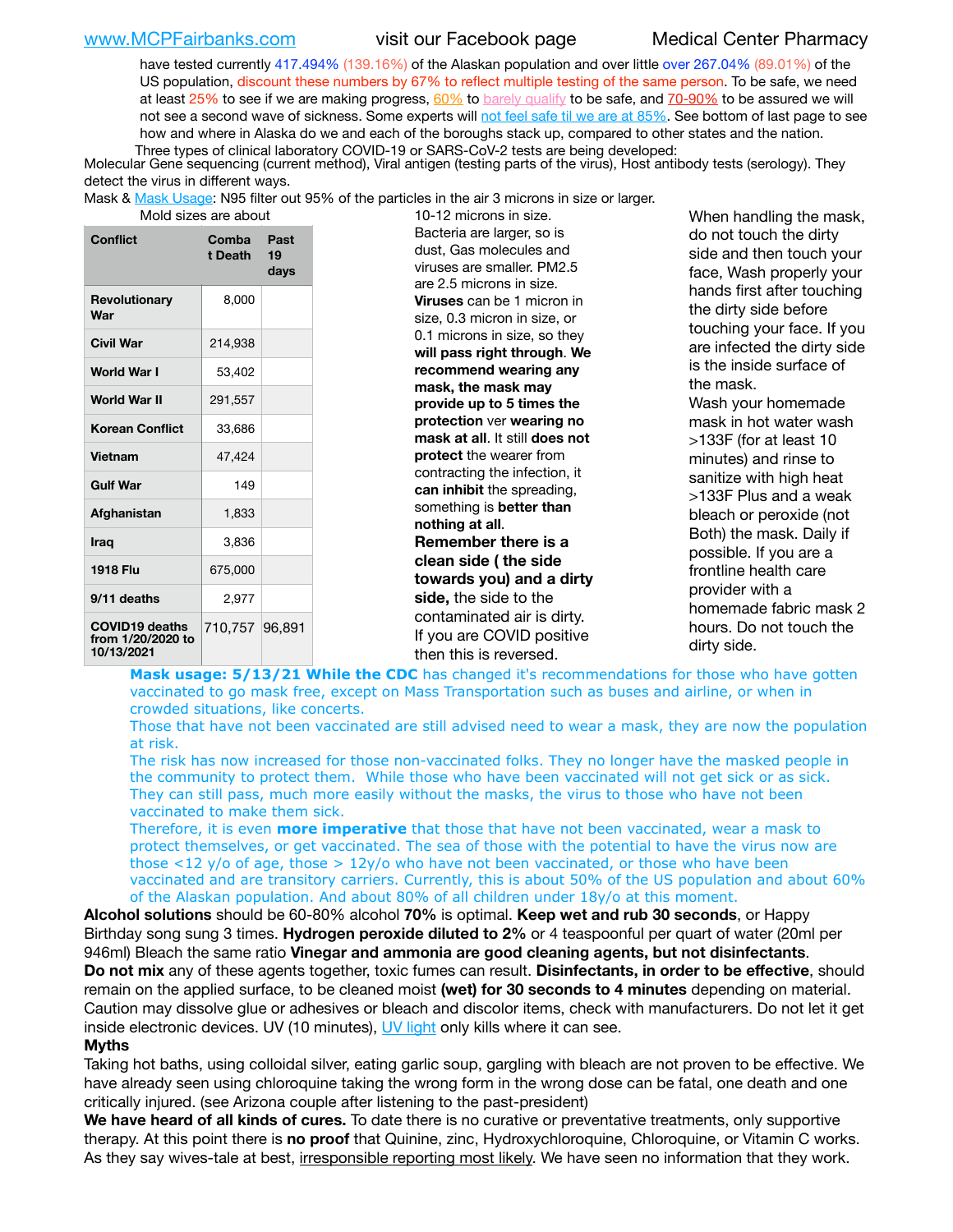have tested currently 417.494% (139.16%) of the Alaskan population and over little over 267.04% (89.01%) of the US population, discount these numbers by 67% to reflect multiple testing of the same person. To be safe, we need at least 25% to see if we are making progress, 60% to barely qualify to be safe, and 70-90% to be assured we will not see a second wave of sickness. Some experts will not feel safe til we are at 85%. See bottom of last page to see how and where in Alaska do we and each of the boroughs stack up, compared to other states and the nation.

Three types of clinical laboratory COVID-19 or SARS-CoV-2 tests are being developed:

Molecular Gene sequencing (current method), Viral antigen (testing parts of the virus), Host antibody tests (serology). They detect the virus in different ways.

Mask & Mask Usage: N95 filter out 95% of the particles in the air 3 microns in size or larger.

| Conflict | Combat Death | Past 19 days |
|---|---|---|
| Revolutionary War | 8,000 | |
| Civil War | 214,938 | |
| World War I | 53,402 | |
| World War II | 291,557 | |
| Korean Conflict | 33,686 | |
| Vietnam | 47,424 | |
| Gulf War | 149 | |
| Afghanistan | 1,833 | |
| Iraq | 3,836 | |
| 1918 Flu | 675,000 | |
| 9/11 deaths | 2,977 | |
| COVID19 deaths from 1/20/2020 to 10/13/2021 | 710,757 | 96,891 |

Mold sizes are about 10-12 microns in size. Bacteria are larger, so is dust, Gas molecules and viruses are smaller. PM2.5 are 2.5 microns in size. **Viruses** can be 1 micron in size, 0.3 micron in size, or 0.1 microns in size, so they **will pass right through**. **We recommend wearing any mask, the mask may provide up to 5 times the protection** ver **wearing no mask at all**. It still **does not protect** the wearer from contracting the infection, it **can inhibit** the spreading, something is **better than nothing at all**. **Remember there is a clean side ( the side towards you) and a dirty side,** the side to the contaminated air is dirty. If you are COVID positive then this is reversed.

When handling the mask, do not touch the dirty side and then touch your face, Wash properly your hands first after touching the dirty side before touching your face. If you are infected the dirty side is the inside surface of the mask. Wash your homemade mask in hot water wash >133F (for at least 10 minutes) and rinse to sanitize with high heat >133F Plus and a weak bleach or peroxide (not Both) the mask. Daily if possible. If you are a frontline health care provider with a homemade fabric mask 2 hours. Do not touch the dirty side.

**Mask usage: 5/13/21 While the CDC** has changed it's recommendations for those who have gotten vaccinated to go mask free, except on Mass Transportation such as buses and airline, or when in crowded situations, like concerts.

Those that have not been vaccinated are still advised need to wear a mask, they are now the population at risk.

The risk has now increased for those non-vaccinated folks. They no longer have the masked people in the community to protect them. While those who have been vaccinated will not get sick or as sick. They can still pass, much more easily without the masks, the virus to those who have not been vaccinated to make them sick.

Therefore, it is even **more imperative** that those that have not been vaccinated, wear a mask to protect themselves, or get vaccinated. The sea of those with the potential to have the virus now are those <12 y/o of age, those > 12y/o who have not been vaccinated, or those who have been vaccinated and are transitory carriers. Currently, this is about 50% of the US population and about 60% of the Alaskan population. And about 80% of all children under 18y/o at this moment.

**Alcohol solutions** should be 60-80% alcohol **70%** is optimal. **Keep wet and rub 30 seconds**, or Happy Birthday song sung 3 times. **Hydrogen peroxide diluted to 2%** or 4 teaspoonful per quart of water (20ml per 946ml) Bleach the same ratio **Vinegar and ammonia are good cleaning agents, but not disinfectants**.

**Do not mix** any of these agents together, toxic fumes can result. **Disinfectants, in order to be effective**, should remain on the applied surface, to be cleaned moist **(wet) for 30 seconds to 4 minutes** depending on material. Caution may dissolve glue or adhesives or bleach and discolor items, check with manufacturers. Do not let it get inside electronic devices. UV (10 minutes), UV light only kills where it can see.

**Myths**

Taking hot baths, using colloidal silver, eating garlic soup, gargling with bleach are not proven to be effective. We have already seen using chloroquine taking the wrong form in the wrong dose can be fatal, one death and one critically injured. (see Arizona couple after listening to the past-president)

**We have heard of all kinds of cures.** To date there is no curative or preventative treatments, only supportive therapy. At this point there is **no proof** that Quinine, zinc, Hydroxychloroquine, Chloroquine, or Vitamin C works. As they say wives-tale at best, irresponsible reporting most likely. We have seen no information that they work.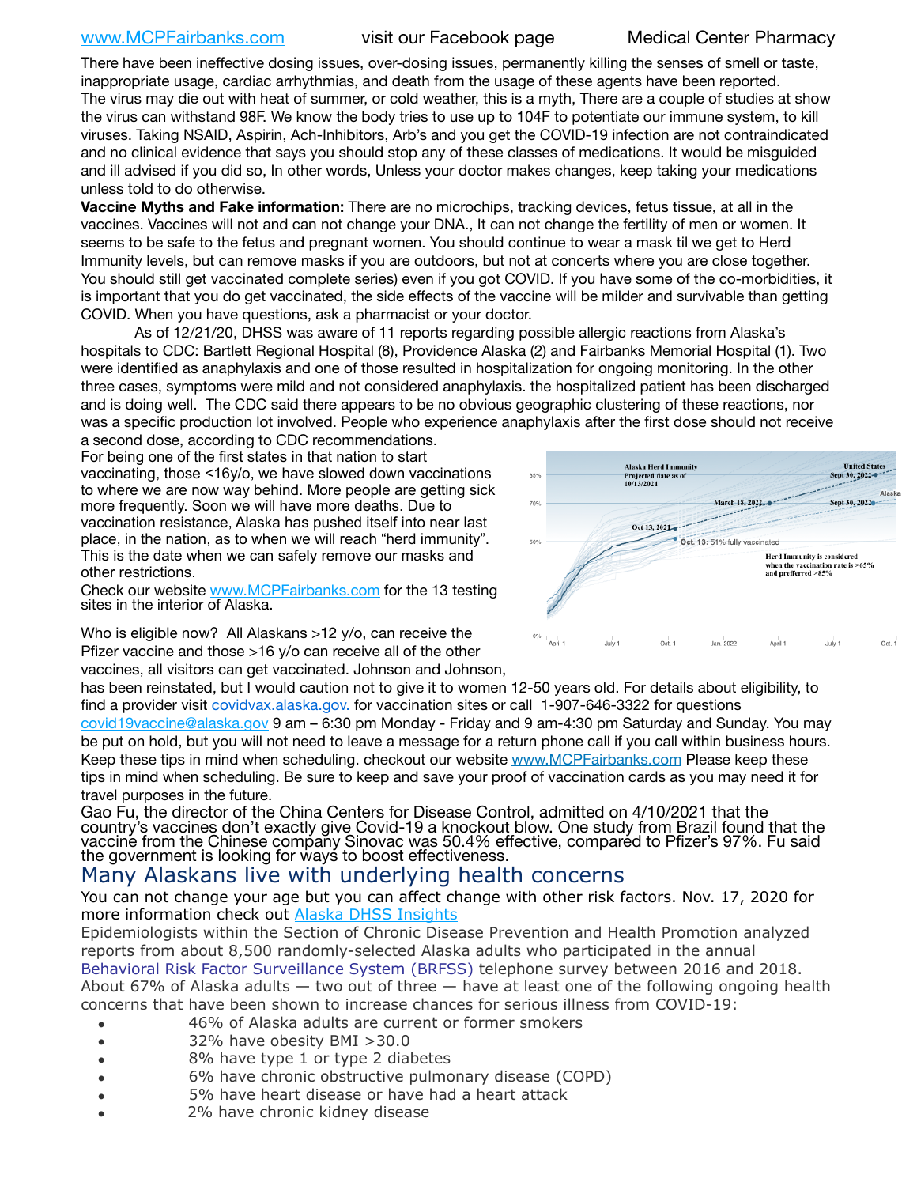There have been ineffective dosing issues, over-dosing issues, permanently killing the senses of smell or taste, inappropriate usage, cardiac arrhythmias, and death from the usage of these agents have been reported. The virus may die out with heat of summer, or cold weather, this is a myth, There are a couple of studies at show the virus can withstand 98F. We know the body tries to use up to 104F to potentiate our immune system, to kill viruses. Taking NSAID, Aspirin, Ach-Inhibitors, Arb's and you get the COVID-19 infection are not contraindicated and no clinical evidence that says you should stop any of these classes of medications. It would be misguided and ill advised if you did so, In other words, Unless your doctor makes changes, keep taking your medications unless told to do otherwise.

**Vaccine Myths and Fake information:** There are no microchips, tracking devices, fetus tissue, at all in the vaccines. Vaccines will not and can not change your DNA., It can not change the fertility of men or women. It seems to be safe to the fetus and pregnant women. You should continue to wear a mask til we get to Herd Immunity levels, but can remove masks if you are outdoors, but not at concerts where you are close together. You should still get vaccinated complete series) even if you got COVID. If you have some of the co-morbidities, it is important that you do get vaccinated, the side effects of the vaccine will be milder and survivable than getting COVID. When you have questions, ask a pharmacist or your doctor.

As of 12/21/20, DHSS was aware of 11 reports regarding possible allergic reactions from Alaska's hospitals to CDC: Bartlett Regional Hospital (8), Providence Alaska (2) and Fairbanks Memorial Hospital (1). Two were identified as anaphylaxis and one of those resulted in hospitalization for ongoing monitoring. In the other three cases, symptoms were mild and not considered anaphylaxis. the hospitalized patient has been discharged and is doing well. The CDC said there appears to be no obvious geographic clustering of these reactions, nor was a specific production lot involved. People who experience anaphylaxis after the first dose should not receive a second dose, according to CDC recommendations.

For being one of the first states in that nation to start vaccinating, those <16y/o, we have slowed down vaccinations to where we are now way behind. More people are getting sick more frequently. Soon we will have more deaths. Due to vaccination resistance, Alaska has pushed itself into near last place, in the nation, as to when we will reach "herd immunity". This is the date when we can safely remove our masks and other restrictions.

Check our website www.MCPFairbanks.com for the 13 testing sites in the interior of Alaska.

Who is eligible now? All Alaskans >12 y/o, can receive the Pfizer vaccine and those >16 y/o can receive all of the other vaccines, all visitors can get vaccinated. Johnson and Johnson, has been reinstated, but I would caution not to give it to women 12-50 years old. For details about eligibility, to find a provider visit covidvax.alaska.gov. for vaccination sites or call 1-907-646-3322 for questions covid19vaccine@alaska.gov 9 am – 6:30 pm Monday - Friday and 9 am-4:30 pm Saturday and Sunday. You may be put on hold, but you will not need to leave a message for a return phone call if you call within business hours. Keep these tips in mind when scheduling. checkout our website www.MCPFairbanks.com Please keep these tips in mind when scheduling. Be sure to keep and save your proof of vaccination cards as you may need it for travel purposes in the future.

Gao Fu, the director of the China Centers for Disease Control, admitted on 4/10/2021 that the country's vaccines don't exactly give Covid-19 a knockout blow. One study from Brazil found that the vaccine from the Chinese company Sinovac was 50.4% effective, compared to Pfizer's 97%. Fu said the government is looking for ways to boost effectiveness.

## Many Alaskans live with underlying health concerns

You can not change your age but you can affect change with other risk factors. Nov. 17, 2020 for more information check out Alaska DHSS Insights

Epidemiologists within the Section of Chronic Disease Prevention and Health Promotion analyzed reports from about 8,500 randomly-selected Alaska adults who participated in the annual Behavioral Risk Factor Surveillance System (BRFSS) telephone survey between 2016 and 2018. About 67% of Alaska adults — two out of three — have at least one of the following ongoing health concerns that have been shown to increase chances for serious illness from COVID-19:

- 46% of Alaska adults are current or former smokers
- 32% have obesity BMI >30.0
- 8% have type 1 or type 2 diabetes
- 6% have chronic obstructive pulmonary disease (COPD)
- 5% have heart disease or have had a heart attack
- 2% have chronic kidney disease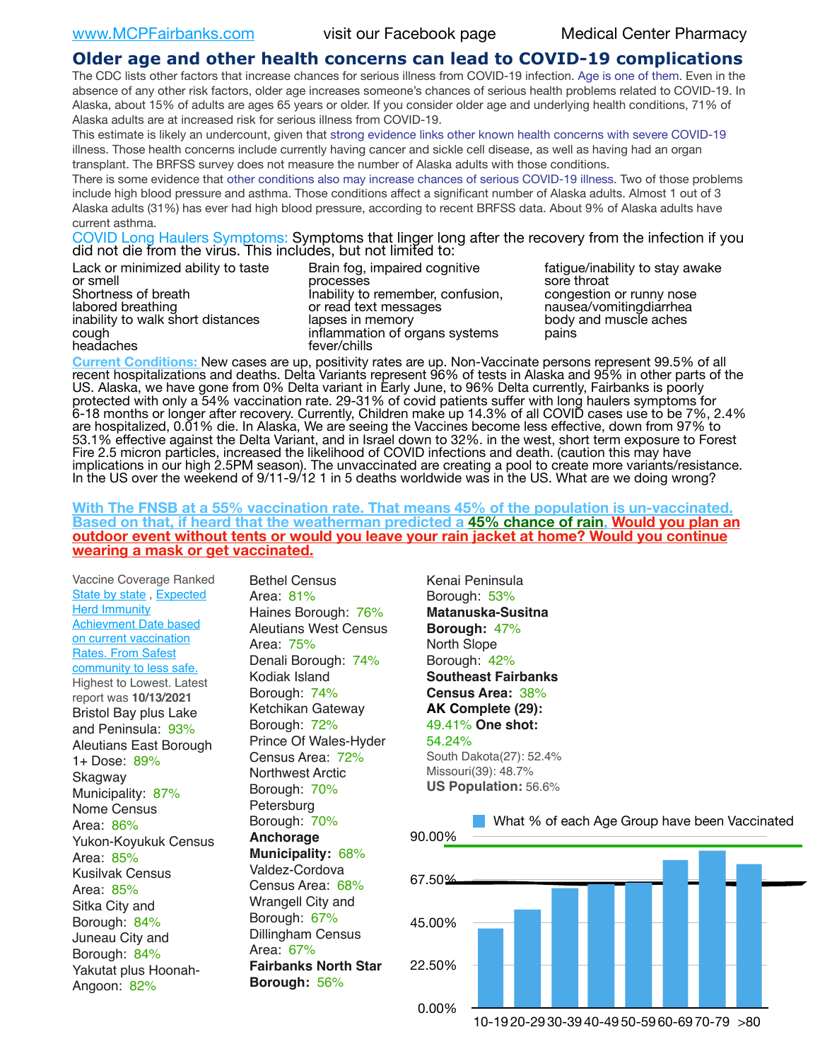www.MCPFairbanks.com visit our Facebook page Medical Center Pharmacy

## Older age and other health concerns can lead to COVID-19 complications

The CDC lists other factors that increase chances for serious illness from COVID-19 infection. Age is one of them. Even in the absence of any other risk factors, older age increases someone's chances of serious health problems related to COVID-19. In Alaska, about 15% of adults are ages 65 years or older. If you consider older age and underlying health conditions, 71% of Alaska adults are at increased risk for serious illness from COVID-19.

This estimate is likely an undercount, given that strong evidence links other known health concerns with severe COVID-19 illness. Those health concerns include currently having cancer and sickle cell disease, as well as having had an organ transplant. The BRFSS survey does not measure the number of Alaska adults with those conditions.

There is some evidence that other conditions also may increase chances of serious COVID-19 illness. Two of those problems include high blood pressure and asthma. Those conditions affect a significant number of Alaska adults. Almost 1 out of 3 Alaska adults (31%) has ever had high blood pressure, according to recent BRFSS data. About 9% of Alaska adults have current asthma.

COVID Long Haulers Symptoms: Symptoms that linger long after the recovery from the infection if you did not die from the virus. This includes, but not limited to:

- Lack or minimized ability to taste or smell
- Shortness of breath
- labored breathing
- inability to walk short distances
- cough
- headaches
- Brain fog, impaired cognitive processes
- Inability to remember, confusion, or read text messages
- lapses in memory
- inflammation of organs systems
- fever/chills
- fatigue/inability to stay awake
- sore throat
- congestion or runny nose
- nausea/vomitingdiarrhea
- body and muscle aches
- pains

**Current Conditions:** New cases are up, positivity rates are up. Non-Vaccinate persons represent 99.5% of all recent hospitalizations and deaths. Delta Variants represent 96% of tests in Alaska and 95% in other parts of the US. Alaska, we have gone from 0% Delta variant in Early June, to 96% Delta currently, Fairbanks is poorly protected with only a 54% vaccination rate. 29-31% of covid patients suffer with long haulers symptoms for 6-18 months or longer after recovery. Currently, Children make up 14.3% of all COVID cases use to be 7%, 2.4% are hospitalized, 0.01% die. In Alaska, We are seeing the Vaccines become less effective, down from 97% to 53.1% effective against the Delta Variant, and in Israel down to 32%. in the west, short term exposure to Forest Fire 2.5 micron particles, increased the likelihood of COVID infections and death. (caution this may have implications in our high 2.5PM season). The unvaccinated are creating a pool to create more variants/resistance. In the US over the weekend of 9/11-9/12 1 in 5 deaths worldwide was in the US. What are we doing wrong?

**With The FNSB at a 55% vaccination rate. That means 45% of the population is un-vaccinated. Based on that, if heard that the weatherman predicted a 45% chance of rain, Would you plan an outdoor event without tents or would you leave your rain jacket at home? Would you continue wearing a mask or get vaccinated.**

Vaccine Coverage Ranked State by state , Expected Herd Immunity Achievment Date based on current vaccination Rates. From Safest community to less safe. Highest to Lowest. Latest report was **10/13/2021**

Bristol Bay plus Lake and Peninsula: 93%
Aleutians East Borough 1+ Dose: 89%
Skagway Municipality: 87%
Nome Census Area: 86%
Yukon-Koyukuk Census Area: 85%
Kusilvak Census Area: 85%
Sitka City and Borough: 84%
Juneau City and Borough: 84%
Yakutat plus Hoonah-Angoon: 82%
Bethel Census Area: 81%
Haines Borough: 76%
Aleutians West Census Area: 75%
Denali Borough: 74%
Kodiak Island Borough: 74%
Ketchikan Gateway Borough: 72%
Prince Of Wales-Hyder Census Area: 72%
Northwest Arctic Borough: 70%
Petersburg Borough: 70%
**Anchorage Municipality:** 68%
Valdez-Cordova Census Area: 68%
Wrangell City and Borough: 67%
Dillingham Census Area: 67%
**Fairbanks North Star Borough:** 56%
Kenai Peninsula Borough: 53%
**Matanuska-Susitna Borough:** 47%
North Slope Borough: 42%
**Southeast Fairbanks Census Area:** 38%
**AK Complete (29):** 49.41% **One shot:** 54.24%
South Dakota(27): 52.4%
Missouri(39): 48.7%
**US Population:** 56.6%

What % of each Age Group have been Vaccinated
90.00%
67.50%
45.00%
22.50%
0.00%
10-19 20-29 30-39 40-49 50-59 60-69 70-79 >80